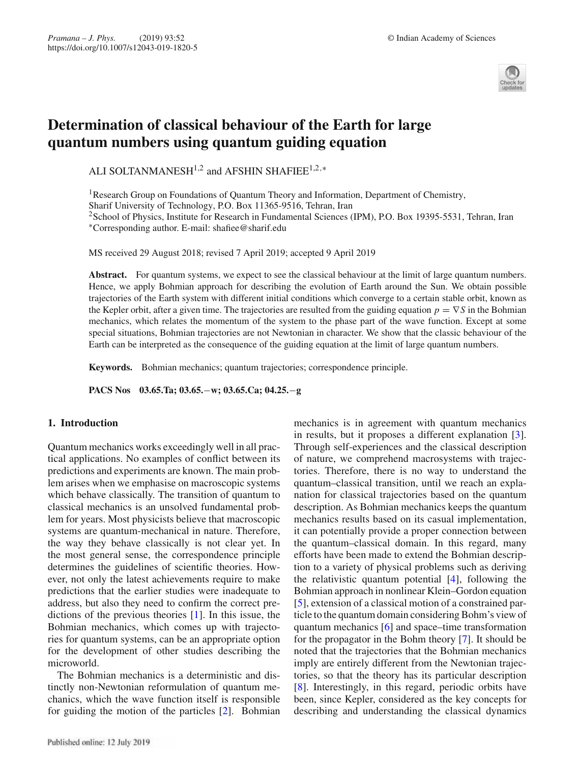# Determination of classical behaviour of the Earth for large quantum numbers using quantum guiding equation

ALI SOLTANMANESH[1,2] and AFSHIN SHAFIEE[1,2,*]

[1]Research Group on Foundations of Quantum Theory and Information, Department of Chemistry, Sharif University of Technology, P.O. Box 11365-9516, Tehran, Iran
[2]School of Physics, Institute for Research in Fundamental Sciences (IPM), P.O. Box 19395-5531, Tehran, Iran
[*]Corresponding author. E-mail: shafiee@sharif.edu

MS received 29 August 2018; revised 7 April 2019; accepted 9 April 2019

**Abstract.** For quantum systems, we expect to see the classical behaviour at the limit of large quantum numbers. Hence, we apply Bohmian approach for describing the evolution of Earth around the Sun. We obtain possible trajectories of the Earth system with different initial conditions which converge to a certain stable orbit, known as the Kepler orbit, after a given time. The trajectories are resulted from the guiding equation $p = \nabla S$ in the Bohmian mechanics, which relates the momentum of the system to the phase part of the wave function. Except at some special situations, Bohmian trajectories are not Newtonian in character. We show that the classic behaviour of the Earth can be interpreted as the consequence of the guiding equation at the limit of large quantum numbers.

**Keywords.** Bohmian mechanics; quantum trajectories; correspondence principle.

**PACS Nos** 03.65.Ta; 03.65.−w; 03.65.Ca; 04.25.−g

## 1. Introduction

Quantum mechanics works exceedingly well in all practical applications. No examples of conflict between its predictions and experiments are known. The main problem arises when we emphasise on macroscopic systems which behave classically. The transition of quantum to classical mechanics is an unsolved fundamental problem for years. Most physicists believe that macroscopic systems are quantum-mechanical in nature. Therefore, the way they behave classically is not clear yet. In the most general sense, the correspondence principle determines the guidelines of scientific theories. However, not only the latest achievements require to make predictions that the earlier studies were inadequate to address, but also they need to confirm the correct predictions of the previous theories [1]. In this issue, the Bohmian mechanics, which comes up with trajectories for quantum systems, can be an appropriate option for the development of other studies describing the microworld.

The Bohmian mechanics is a deterministic and distinctly non-Newtonian reformulation of quantum mechanics, which the wave function itself is responsible for guiding the motion of the particles [2]. Bohmian mechanics is in agreement with quantum mechanics in results, but it proposes a different explanation [3]. Through self-experiences and the classical description of nature, we comprehend macrosystems with trajectories. Therefore, there is no way to understand the quantum–classical transition, until we reach an explanation for classical trajectories based on the quantum description. As Bohmian mechanics keeps the quantum mechanics results based on its casual implementation, it can potentially provide a proper connection between the quantum–classical domain. In this regard, many efforts have been made to extend the Bohmian description to a variety of physical problems such as deriving the relativistic quantum potential [4], following the Bohmian approach in nonlinear Klein–Gordon equation [5], extension of a classical motion of a constrained particle to the quantum domain considering Bohm's view of quantum mechanics [6] and space–time transformation for the propagator in the Bohm theory [7]. It should be noted that the trajectories that the Bohmian mechanics imply are entirely different from the Newtonian trajectories, so that the theory has its particular description [8]. Interestingly, in this regard, periodic orbits have been, since Kepler, considered as the key concepts for describing and understanding the classical dynamics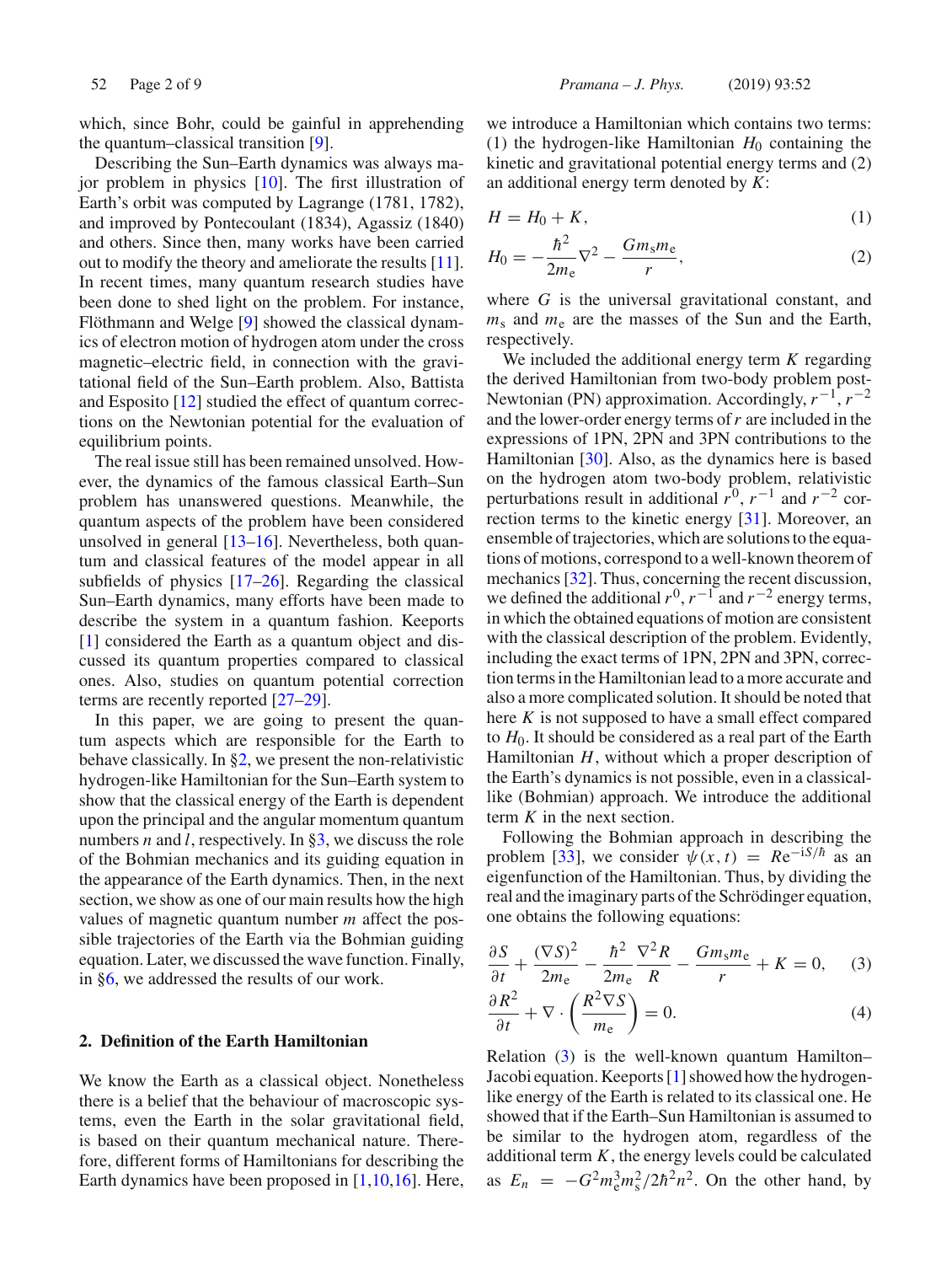which, since Bohr, could be gainful in apprehending the quantum–classical transition [9].

Describing the Sun–Earth dynamics was always major problem in physics [10]. The first illustration of Earth's orbit was computed by Lagrange (1781, 1782), and improved by Pontecoulant (1834), Agassiz (1840) and others. Since then, many works have been carried out to modify the theory and ameliorate the results [11]. In recent times, many quantum research studies have been done to shed light on the problem. For instance, Flöthmann and Welge [9] showed the classical dynamics of electron motion of hydrogen atom under the cross magnetic–electric field, in connection with the gravitational field of the Sun–Earth problem. Also, Battista and Esposito [12] studied the effect of quantum corrections on the Newtonian potential for the evaluation of equilibrium points.

The real issue still has been remained unsolved. However, the dynamics of the famous classical Earth–Sun problem has unanswered questions. Meanwhile, the quantum aspects of the problem have been considered unsolved in general [13–16]. Nevertheless, both quantum and classical features of the model appear in all subfields of physics [17–26]. Regarding the classical Sun–Earth dynamics, many efforts have been made to describe the system in a quantum fashion. Keeports [1] considered the Earth as a quantum object and discussed its quantum properties compared to classical ones. Also, studies on quantum potential correction terms are recently reported [27–29].

In this paper, we are going to present the quantum aspects which are responsible for the Earth to behave classically. In §2, we present the non-relativistic hydrogen-like Hamiltonian for the Sun–Earth system to show that the classical energy of the Earth is dependent upon the principal and the angular momentum quantum numbers $n$ and $l$, respectively. In §3, we discuss the role of the Bohmian mechanics and its guiding equation in the appearance of the Earth dynamics. Then, in the next section, we show as one of our main results how the high values of magnetic quantum number $m$ affect the possible trajectories of the Earth via the Bohmian guiding equation. Later, we discussed the wave function. Finally, in §6, we addressed the results of our work.

## 2. Definition of the Earth Hamiltonian

We know the Earth as a classical object. Nonetheless there is a belief that the behaviour of macroscopic systems, even the Earth in the solar gravitational field, is based on their quantum mechanical nature. Therefore, different forms of Hamiltonians for describing the Earth dynamics have been proposed in [1,10,16]. Here, we introduce a Hamiltonian which contains two terms: (1) the hydrogen-like Hamiltonian $H_0$ containing the kinetic and gravitational potential energy terms and (2) an additional energy term denoted by $K$:

$$H = H_0 + K, \tag{1}$$

$$H_0 = -\frac{\hbar^2}{2m_\mathrm{e}}\nabla^2 - \frac{Gm_\mathrm{s}m_\mathrm{e}}{r}, \tag{2}$$

where $G$ is the universal gravitational constant, and $m_\mathrm{s}$ and $m_\mathrm{e}$ are the masses of the Sun and the Earth, respectively.

We included the additional energy term $K$ regarding the derived Hamiltonian from two-body problem post-Newtonian (PN) approximation. Accordingly, $r^{-1}$, $r^{-2}$ and the lower-order energy terms of $r$ are included in the expressions of 1PN, 2PN and 3PN contributions to the Hamiltonian [30]. Also, as the dynamics here is based on the hydrogen atom two-body problem, relativistic perturbations result in additional $r^0$, $r^{-1}$ and $r^{-2}$ correction terms to the kinetic energy [31]. Moreover, an ensemble of trajectories, which are solutions to the equations of motions, correspond to a well-known theorem of mechanics [32]. Thus, concerning the recent discussion, we defined the additional $r^0$, $r^{-1}$ and $r^{-2}$ energy terms, in which the obtained equations of motion are consistent with the classical description of the problem. Evidently, including the exact terms of 1PN, 2PN and 3PN, correction terms in the Hamiltonian lead to a more accurate and also a more complicated solution. It should be noted that here $K$ is not supposed to have a small effect compared to $H_0$. It should be considered as a real part of the Earth Hamiltonian $H$, without which a proper description of the Earth's dynamics is not possible, even in a classical-like (Bohmian) approach. We introduce the additional term $K$ in the next section.

Following the Bohmian approach in describing the problem [33], we consider $\psi(x,t) = R\mathrm{e}^{-\mathrm{i}S/\hbar}$ as an eigenfunction of the Hamiltonian. Thus, by dividing the real and the imaginary parts of the Schrödinger equation, one obtains the following equations:

$$\frac{\partial S}{\partial t} + \frac{(\nabla S)^2}{2m_\mathrm{e}} - \frac{\hbar^2}{2m_\mathrm{e}}\frac{\nabla^2 R}{R} - \frac{Gm_\mathrm{s}m_\mathrm{e}}{r} + K = 0, \tag{3}$$

$$\frac{\partial R^2}{\partial t} + \nabla\cdot\left(\frac{R^2\nabla S}{m_\mathrm{e}}\right) = 0. \tag{4}$$

Relation (3) is the well-known quantum Hamilton–Jacobi equation. Keeports [1] showed how the hydrogen-like energy of the Earth is related to its classical one. He showed that if the Earth–Sun Hamiltonian is assumed to be similar to the hydrogen atom, regardless of the additional term $K$, the energy levels could be calculated as $E_n = -G^2m_\mathrm{e}^3m_\mathrm{s}^2/2\hbar^2n^2$. On the other hand, by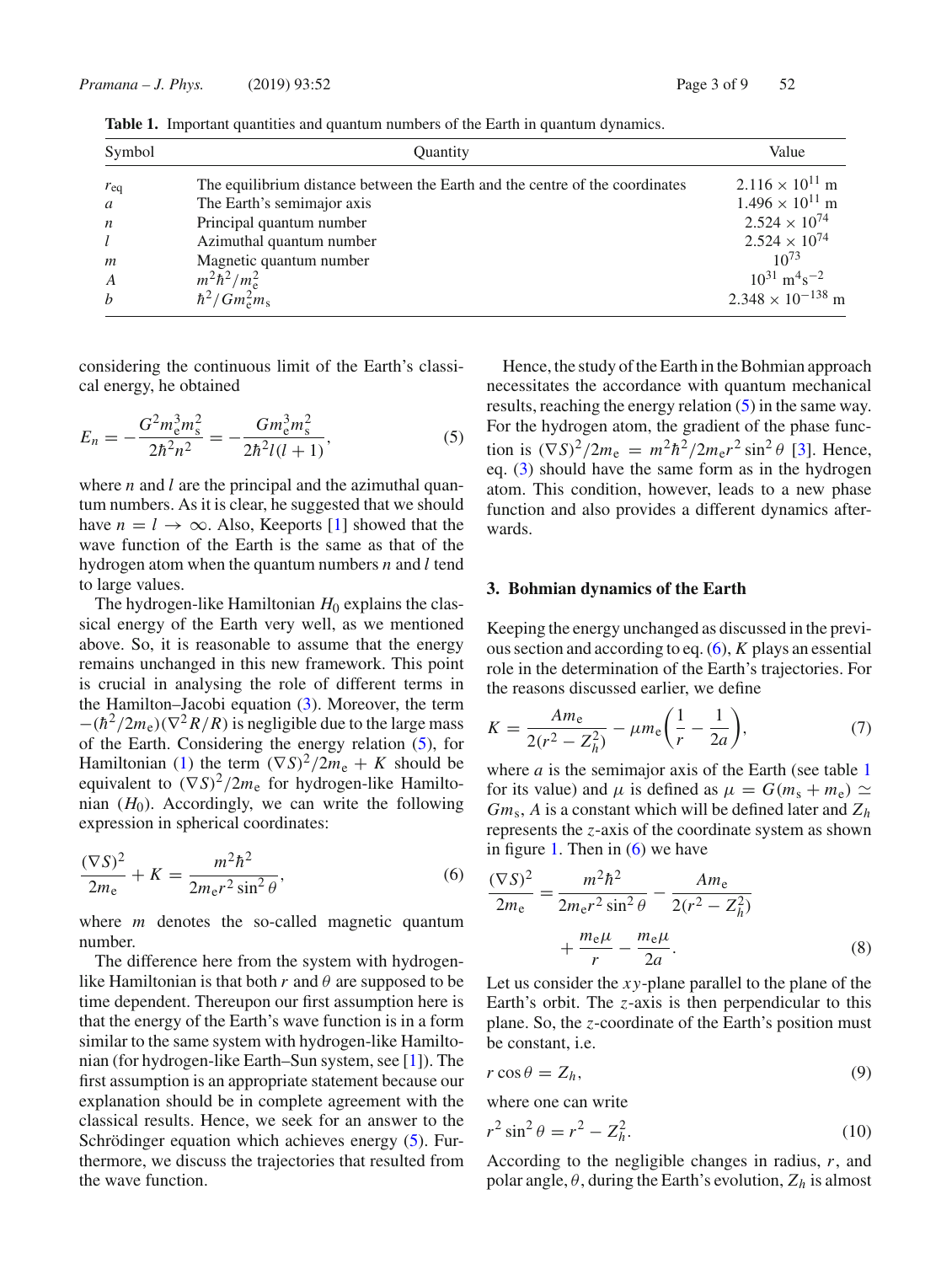**Table 1.** Important quantities and quantum numbers of the Earth in quantum dynamics.

| Symbol | Quantity | Value |
|---|---|---|
| $r_{eq}$ | The equilibrium distance between the Earth and the centre of the coordinates | $2.116 \times 10^{11}$ m |
| $a$ | The Earth's semimajor axis | $1.496 \times 10^{11}$ m |
| $n$ | Principal quantum number | $2.524 \times 10^{74}$ |
| $l$ | Azimuthal quantum number | $2.524 \times 10^{74}$ |
| $m$ | Magnetic quantum number | $10^{73}$ |
| $A$ | $m^2\hbar^2/m_e^2$ | $10^{31}$ m$^4$s$^{-2}$ |
| $b$ | $\hbar^2/Gm_e^2 m_s$ | $2.348 \times 10^{-138}$ m |

considering the continuous limit of the Earth's classical energy, he obtained

$$E_n = -\frac{G^2 m_e^3 m_s^2}{2\hbar^2 n^2} = -\frac{G m_e^3 m_s^2}{2\hbar^2 l(l+1)}, \tag{5}$$

where $n$ and $l$ are the principal and the azimuthal quantum numbers. As it is clear, he suggested that we should have $n = l \to \infty$. Also, Keeports [1] showed that the wave function of the Earth is the same as that of the hydrogen atom when the quantum numbers $n$ and $l$ tend to large values.

The hydrogen-like Hamiltonian $H_0$ explains the classical energy of the Earth very well, as we mentioned above. So, it is reasonable to assume that the energy remains unchanged in this new framework. This point is crucial in analysing the role of different terms in the Hamilton–Jacobi equation (3). Moreover, the term $-(\hbar^2/2m_e)(\nabla^2 R/R)$ is negligible due to the large mass of the Earth. Considering the energy relation (5), for Hamiltonian (1) the term $(\nabla S)^2/2m_e + K$ should be equivalent to $(\nabla S)^2/2m_e$ for hydrogen-like Hamiltonian ($H_0$). Accordingly, we can write the following expression in spherical coordinates:

$$\frac{(\nabla S)^2}{2m_e} + K = \frac{m^2\hbar^2}{2m_e r^2 \sin^2\theta}, \tag{6}$$

where $m$ denotes the so-called magnetic quantum number.

The difference here from the system with hydrogen-like Hamiltonian is that both $r$ and $\theta$ are supposed to be time dependent. Thereupon our first assumption here is that the energy of the Earth's wave function is in a form similar to the same system with hydrogen-like Hamiltonian (for hydrogen-like Earth–Sun system, see [1]). The first assumption is an appropriate statement because our explanation should be in complete agreement with the classical results. Hence, we seek for an answer to the Schrödinger equation which achieves energy (5). Furthermore, we discuss the trajectories that resulted from the wave function.

Hence, the study of the Earth in the Bohmian approach necessitates the accordance with quantum mechanical results, reaching the energy relation (5) in the same way. For the hydrogen atom, the gradient of the phase function is $(\nabla S)^2/2m_e = m^2\hbar^2/2m_e r^2 \sin^2\theta$ [3]. Hence, eq. (3) should have the same form as in the hydrogen atom. This condition, however, leads to a new phase function and also provides a different dynamics afterwards.

## 3. Bohmian dynamics of the Earth

Keeping the energy unchanged as discussed in the previous section and according to eq. (6), $K$ plays an essential role in the determination of the Earth's trajectories. For the reasons discussed earlier, we define

$$K = \frac{A m_e}{2(r^2 - Z_h^2)} - \mu m_e\left(\frac{1}{r} - \frac{1}{2a}\right), \tag{7}$$

where $a$ is the semimajor axis of the Earth (see table 1 for its value) and $\mu$ is defined as $\mu = G(m_s + m_e) \simeq G m_s$, $A$ is a constant which will be defined later and $Z_h$ represents the $z$-axis of the coordinate system as shown in figure 1. Then in (6) we have

$$\frac{(\nabla S)^2}{2m_e} = \frac{m^2\hbar^2}{2m_e r^2 \sin^2\theta} - \frac{A m_e}{2(r^2 - Z_h^2)} + \frac{m_e\mu}{r} - \frac{m_e\mu}{2a}. \tag{8}$$

Let us consider the $xy$-plane parallel to the plane of the Earth's orbit. The $z$-axis is then perpendicular to this plane. So, the $z$-coordinate of the Earth's position must be constant, i.e.

$$r\cos\theta = Z_h, \tag{9}$$

where one can write

$$r^2\sin^2\theta = r^2 - Z_h^2. \tag{10}$$

According to the negligible changes in radius, $r$, and polar angle, $\theta$, during the Earth's evolution, $Z_h$ is almost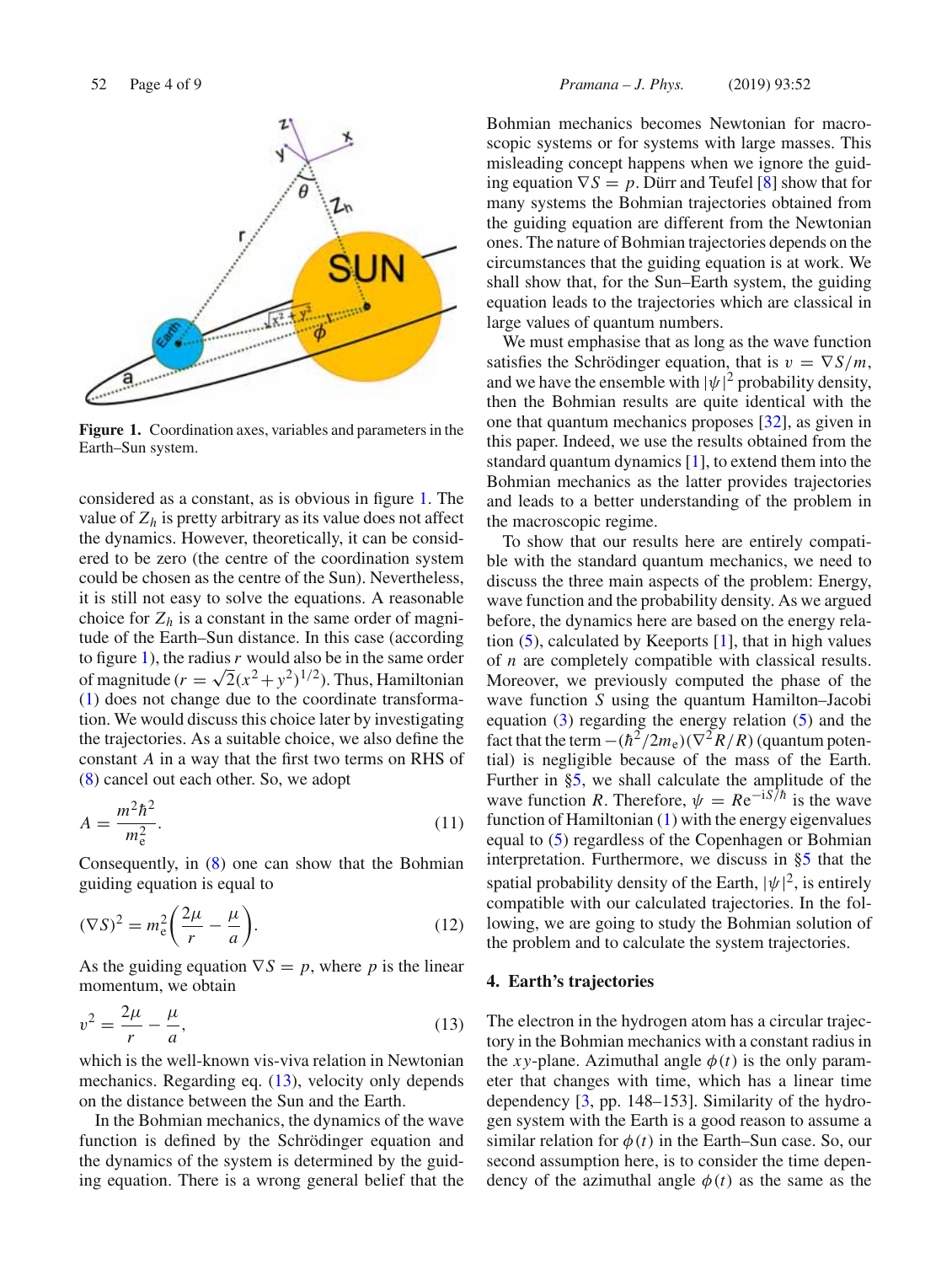**Figure 1.** Coordination axes, variables and parameters in the Earth–Sun system.

considered as a constant, as is obvious in figure 1. The value of $Z_h$ is pretty arbitrary as its value does not affect the dynamics. However, theoretically, it can be considered to be zero (the centre of the coordination system could be chosen as the centre of the Sun). Nevertheless, it is still not easy to solve the equations. A reasonable choice for $Z_h$ is a constant in the same order of magnitude of the Earth–Sun distance. In this case (according to figure 1), the radius $r$ would also be in the same order of magnitude ($r = \sqrt{2}(x^2+y^2)^{1/2}$). Thus, Hamiltonian (1) does not change due to the coordinate transformation. We would discuss this choice later by investigating the trajectories. As a suitable choice, we also define the constant $A$ in a way that the first two terms on RHS of (8) cancel out each other. So, we adopt

$$A = \frac{m^2\hbar^2}{m_e^2}. \tag{11}$$

Consequently, in (8) one can show that the Bohmian guiding equation is equal to

$$(\nabla S)^2 = m_e^2\left(\frac{2\mu}{r} - \frac{\mu}{a}\right). \tag{12}$$

As the guiding equation $\nabla S = p$, where $p$ is the linear momentum, we obtain

$$v^2 = \frac{2\mu}{r} - \frac{\mu}{a}, \tag{13}$$

which is the well-known vis-viva relation in Newtonian mechanics. Regarding eq. (13), velocity only depends on the distance between the Sun and the Earth.

In the Bohmian mechanics, the dynamics of the wave function is defined by the Schrödinger equation and the dynamics of the system is determined by the guiding equation. There is a wrong general belief that the Bohmian mechanics becomes Newtonian for macroscopic systems or for systems with large masses. This misleading concept happens when we ignore the guiding equation $\nabla S = p$. Dürr and Teufel [8] show that for many systems the Bohmian trajectories obtained from the guiding equation are different from the Newtonian ones. The nature of Bohmian trajectories depends on the circumstances that the guiding equation is at work. We shall show that, for the Sun–Earth system, the guiding equation leads to the trajectories which are classical in large values of quantum numbers.

We must emphasise that as long as the wave function satisfies the Schrödinger equation, that is $v = \nabla S/m$, and we have the ensemble with $|\psi|^2$ probability density, then the Bohmian results are quite identical with the one that quantum mechanics proposes [32], as given in this paper. Indeed, we use the results obtained from the standard quantum dynamics [1], to extend them into the Bohmian mechanics as the latter provides trajectories and leads to a better understanding of the problem in the macroscopic regime.

To show that our results here are entirely compatible with the standard quantum mechanics, we need to discuss the three main aspects of the problem: Energy, wave function and the probability density. As we argued before, the dynamics here are based on the energy relation (5), calculated by Keeports [1], that in high values of $n$ are completely compatible with classical results. Moreover, we previously computed the phase of the wave function $S$ using the quantum Hamilton–Jacobi equation (3) regarding the energy relation (5) and the fact that the term $-(\hbar^2/2m_e)(\nabla^2 R/R)$ (quantum potential) is negligible because of the mass of the Earth. Further in §5, we shall calculate the amplitude of the wave function $R$. Therefore, $\psi = Re^{-iS/\hbar}$ is the wave function of Hamiltonian (1) with the energy eigenvalues equal to (5) regardless of the Copenhagen or Bohmian interpretation. Furthermore, we discuss in §5 that the spatial probability density of the Earth, $|\psi|^2$, is entirely compatible with our calculated trajectories. In the following, we are going to study the Bohmian solution of the problem and to calculate the system trajectories.

## 4. Earth's trajectories

The electron in the hydrogen atom has a circular trajectory in the Bohmian mechanics with a constant radius in the $xy$-plane. Azimuthal angle $\phi(t)$ is the only parameter that changes with time, which has a linear time dependency [3, pp. 148–153]. Similarity of the hydrogen system with the Earth is a good reason to assume a similar relation for $\phi(t)$ in the Earth–Sun case. So, our second assumption here, is to consider the time dependency of the azimuthal angle $\phi(t)$ as the same as the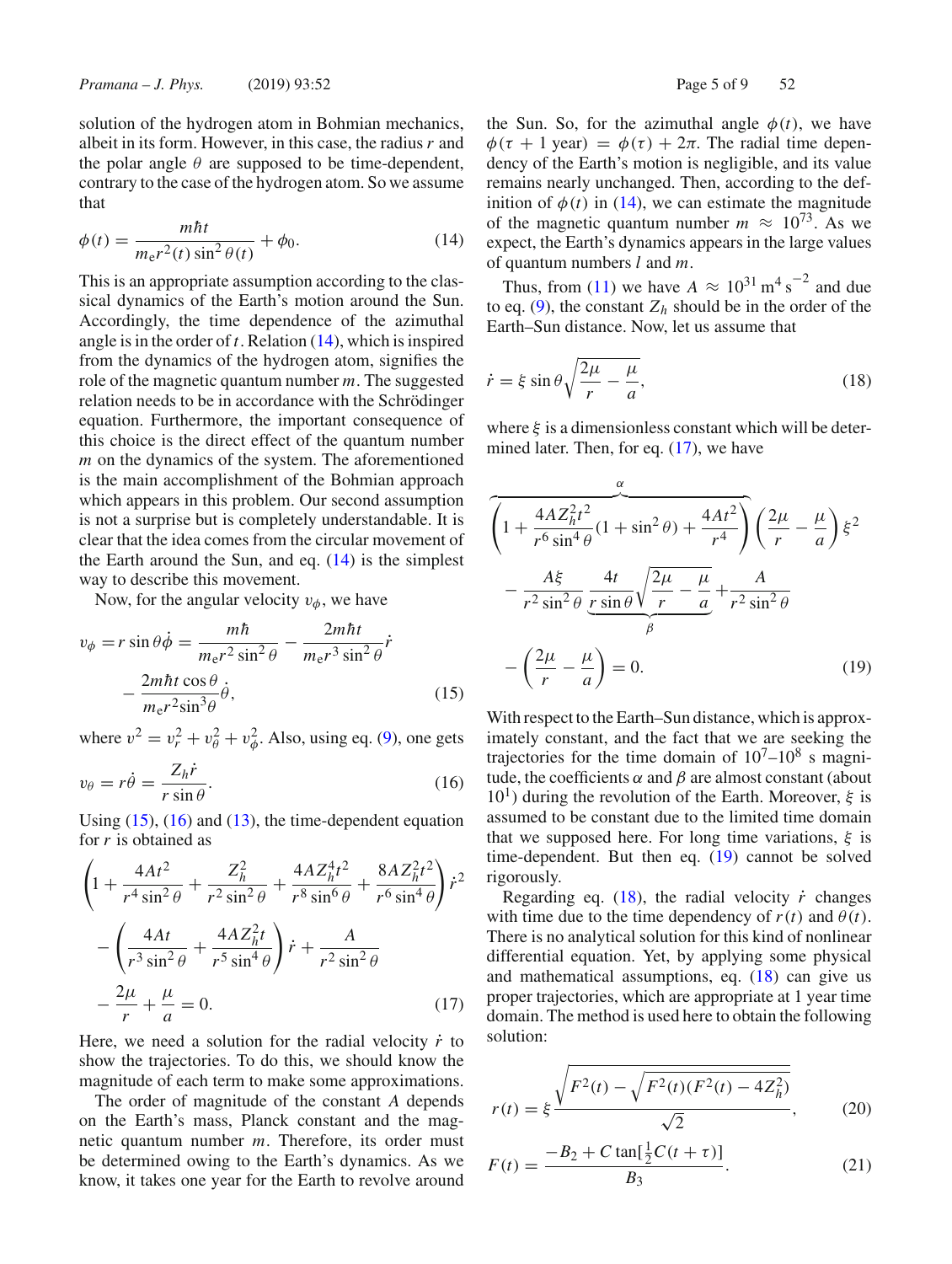solution of the hydrogen atom in Bohmian mechanics, albeit in its form. However, in this case, the radius $r$ and the polar angle $\theta$ are supposed to be time-dependent, contrary to the case of the hydrogen atom. So we assume that

$$\phi(t) = \frac{m\hbar t}{m_{\mathrm{e}} r^2(t)\sin^2\theta(t)} + \phi_0. \tag{14}$$

This is an appropriate assumption according to the classical dynamics of the Earth's motion around the Sun. Accordingly, the time dependence of the azimuthal angle is in the order of $t$. Relation (14), which is inspired from the dynamics of the hydrogen atom, signifies the role of the magnetic quantum number $m$. The suggested relation needs to be in accordance with the Schrödinger equation. Furthermore, the important consequence of this choice is the direct effect of the quantum number $m$ on the dynamics of the system. The aforementioned is the main accomplishment of the Bohmian approach which appears in this problem. Our second assumption is not a surprise but is completely understandable. It is clear that the idea comes from the circular movement of the Earth around the Sun, and eq. (14) is the simplest way to describe this movement.

Now, for the angular velocity $v_\phi$, we have

$$\begin{aligned} v_\phi &= r\sin\theta\dot{\phi} = \frac{m\hbar}{m_{\mathrm{e}} r^2\sin^2\theta} - \frac{2m\hbar t}{m_{\mathrm{e}} r^3\sin^2\theta}\dot{r} \\ &\quad - \frac{2m\hbar t\cos\theta}{m_{\mathrm{e}} r^2\sin^3\theta}\dot{\theta}, \end{aligned} \tag{15}$$

where $v^2 = v_r^2 + v_\theta^2 + v_\phi^2$. Also, using eq. (9), one gets

$$v_\theta = r\dot{\theta} = \frac{Z_h \dot{r}}{r\sin\theta}. \tag{16}$$

Using (15), (16) and (13), the time-dependent equation for $r$ is obtained as

$$\begin{aligned} &\left(1 + \frac{4At^2}{r^4\sin^2\theta} + \frac{Z_h^2}{r^2\sin^2\theta} + \frac{4AZ_h^4 t^2}{r^8\sin^6\theta} + \frac{8AZ_h^2 t^2}{r^6\sin^4\theta}\right)\dot{r}^2 \\ &\quad - \left(\frac{4At}{r^3\sin^2\theta} + \frac{4AZ_h^2 t}{r^5\sin^4\theta}\right)\dot{r} + \frac{A}{r^2\sin^2\theta} \\ &\quad - \frac{2\mu}{r} + \frac{\mu}{a} = 0. \end{aligned} \tag{17}$$

Here, we need a solution for the radial velocity $\dot{r}$ to show the trajectories. To do this, we should know the magnitude of each term to make some approximations.

The order of magnitude of the constant $A$ depends on the Earth's mass, Planck constant and the magnetic quantum number $m$. Therefore, its order must be determined owing to the Earth's dynamics. As we know, it takes one year for the Earth to revolve around the Sun. So, for the azimuthal angle $\phi(t)$, we have $\phi(\tau + 1\ \text{year}) = \phi(\tau) + 2\pi$. The radial time dependency of the Earth's motion is negligible, and its value remains nearly unchanged. Then, according to the definition of $\phi(t)$ in (14), we can estimate the magnitude of the magnetic quantum number $m \approx 10^{73}$. As we expect, the Earth's dynamics appears in the large values of quantum numbers $l$ and $m$.

Thus, from (11) we have $A \approx 10^{31}\ \mathrm{m^4\,s^{-2}}$ and due to eq. (9), the constant $Z_h$ should be in the order of the Earth–Sun distance. Now, let us assume that

$$\dot{r} = \xi\sin\theta\sqrt{\frac{2\mu}{r} - \frac{\mu}{a}}, \tag{18}$$

where $\xi$ is a dimensionless constant which will be determined later. Then, for eq. (17), we have

$$\begin{aligned} &\overbrace{\left(1 + \frac{4AZ_h^2 t^2}{r^6\sin^4\theta}(1+\sin^2\theta) + \frac{4At^2}{r^4}\right)}^{\alpha}\left(\frac{2\mu}{r} - \frac{\mu}{a}\right)\xi^2 \\ &\quad - \frac{A\xi}{r^2\sin^2\theta}\underbrace{\frac{4t}{r\sin\theta}\sqrt{\frac{2\mu}{r} - \frac{\mu}{a}}}_{\beta} + \frac{A}{r^2\sin^2\theta} \\ &\quad - \left(\frac{2\mu}{r} - \frac{\mu}{a}\right) = 0. \end{aligned} \tag{19}$$

With respect to the Earth–Sun distance, which is approximately constant, and the fact that we are seeking the trajectories for the time domain of $10^7$–$10^8$ s magnitude, the coefficients $\alpha$ and $\beta$ are almost constant (about $10^1$) during the revolution of the Earth. Moreover, $\xi$ is assumed to be constant due to the limited time domain that we supposed here. For long time variations, $\xi$ is time-dependent. But then eq. (19) cannot be solved rigorously.

Regarding eq. (18), the radial velocity $\dot{r}$ changes with time due to the time dependency of $r(t)$ and $\theta(t)$. There is no analytical solution for this kind of nonlinear differential equation. Yet, by applying some physical and mathematical assumptions, eq. (18) can give us proper trajectories, which are appropriate at 1 year time domain. The method is used here to obtain the following solution:

$$r(t) = \xi\frac{\sqrt{F^2(t) - \sqrt{F^2(t)(F^2(t) - 4Z_h^2)}}}{\sqrt{2}}, \tag{20}$$

$$F(t) = \frac{-B_2 + C\tan[\frac{1}{2}C(t+\tau)]}{B_3}. \tag{21}$$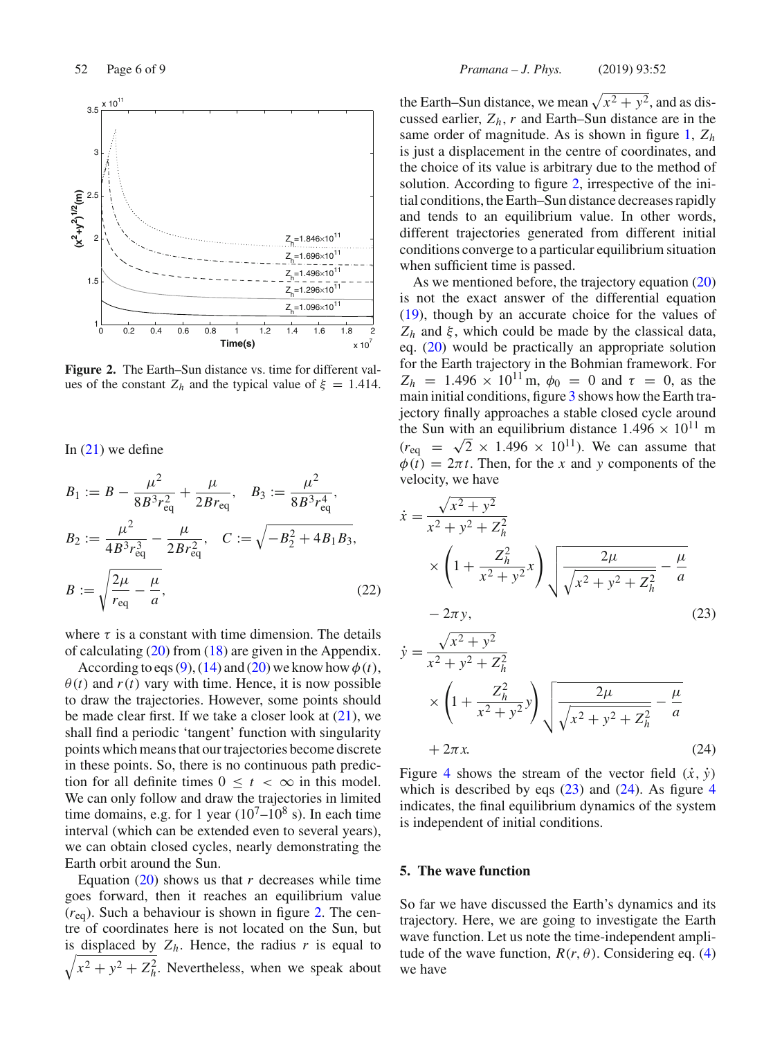**Figure 2.** The Earth–Sun distance vs. time for different values of the constant $Z_h$ and the typical value of $\xi = 1.414$.

In (21) we define

$$B_1 := B - \frac{\mu^2}{8B^3 r_{\text{eq}}^2} + \frac{\mu}{2Br_{\text{eq}}}, \quad B_3 := \frac{\mu^2}{8B^3 r_{\text{eq}}^4},$$

$$B_2 := \frac{\mu^2}{4B^3 r_{\text{eq}}^3} - \frac{\mu}{2Br_{\text{eq}}^2}, \quad C := \sqrt{-B_2^2 + 4B_1 B_3},$$

$$B := \sqrt{\frac{2\mu}{r_{\text{eq}}} - \frac{\mu}{a}}, \tag{22}$$

where $\tau$ is a constant with time dimension. The details of calculating (20) from (18) are given in the Appendix.

According to eqs (9), (14) and (20) we know how $\phi(t)$, $\theta(t)$ and $r(t)$ vary with time. Hence, it is now possible to draw the trajectories. However, some points should be made clear first. If we take a closer look at (21), we shall find a periodic 'tangent' function with singularity points which means that our trajectories become discrete in these points. So, there is no continuous path prediction for all definite times $0 \le t < \infty$ in this model. We can only follow and draw the trajectories in limited time domains, e.g. for 1 year ($10^7$–$10^8$ s). In each time interval (which can be extended even to several years), we can obtain closed cycles, nearly demonstrating the Earth orbit around the Sun.

Equation (20) shows us that $r$ decreases while time goes forward, then it reaches an equilibrium value ($r_{\text{eq}}$). Such a behaviour is shown in figure 2. The centre of coordinates here is not located on the Sun, but is displaced by $Z_h$. Hence, the radius $r$ is equal to $\sqrt{x^2+y^2+Z_h^2}$. Nevertheless, when we speak about the Earth–Sun distance, we mean $\sqrt{x^2+y^2}$, and as discussed earlier, $Z_h$, $r$ and Earth–Sun distance are in the same order of magnitude. As is shown in figure 1, $Z_h$ is just a displacement in the centre of coordinates, and the choice of its value is arbitrary due to the method of solution. According to figure 2, irrespective of the initial conditions, the Earth–Sun distance decreases rapidly and tends to an equilibrium value. In other words, different trajectories generated from different initial conditions converge to a particular equilibrium situation when sufficient time is passed.

As we mentioned before, the trajectory equation (20) is not the exact answer of the differential equation (19), though by an accurate choice for the values of $Z_h$ and $\xi$, which could be made by the classical data, eq. (20) would be practically an appropriate solution for the Earth trajectory in the Bohmian framework. For $Z_h = 1.496 \times 10^{11}$ m, $\phi_0 = 0$ and $\tau = 0$, as the main initial conditions, figure 3 shows how the Earth trajectory finally approaches a stable closed cycle around the Sun with an equilibrium distance $1.496 \times 10^{11}$ m ($r_{\text{eq}} = \sqrt{2} \times 1.496 \times 10^{11}$). We can assume that $\phi(t) = 2\pi t$. Then, for the $x$ and $y$ components of the velocity, we have

$$\dot{x} = \frac{\sqrt{x^2+y^2}}{x^2+y^2+Z_h^2} \times \left(1 + \frac{Z_h^2}{x^2+y^2}x\right)\sqrt{\frac{2\mu}{\sqrt{x^2+y^2+Z_h^2}} - \frac{\mu}{a}} - 2\pi y, \tag{23}$$

$$\dot{y} = \frac{\sqrt{x^2+y^2}}{x^2+y^2+Z_h^2} \times \left(1 + \frac{Z_h^2}{x^2+y^2}y\right)\sqrt{\frac{2\mu}{\sqrt{x^2+y^2+Z_h^2}} - \frac{\mu}{a}} + 2\pi x. \tag{24}$$

Figure 4 shows the stream of the vector field $(\dot{x}, \dot{y})$ which is described by eqs (23) and (24). As figure 4 indicates, the final equilibrium dynamics of the system is independent of initial conditions.

## 5. The wave function

So far we have discussed the Earth's dynamics and its trajectory. Here, we are going to investigate the Earth wave function. Let us note the time-independent amplitude of the wave function, $R(r, \theta)$. Considering eq. (4) we have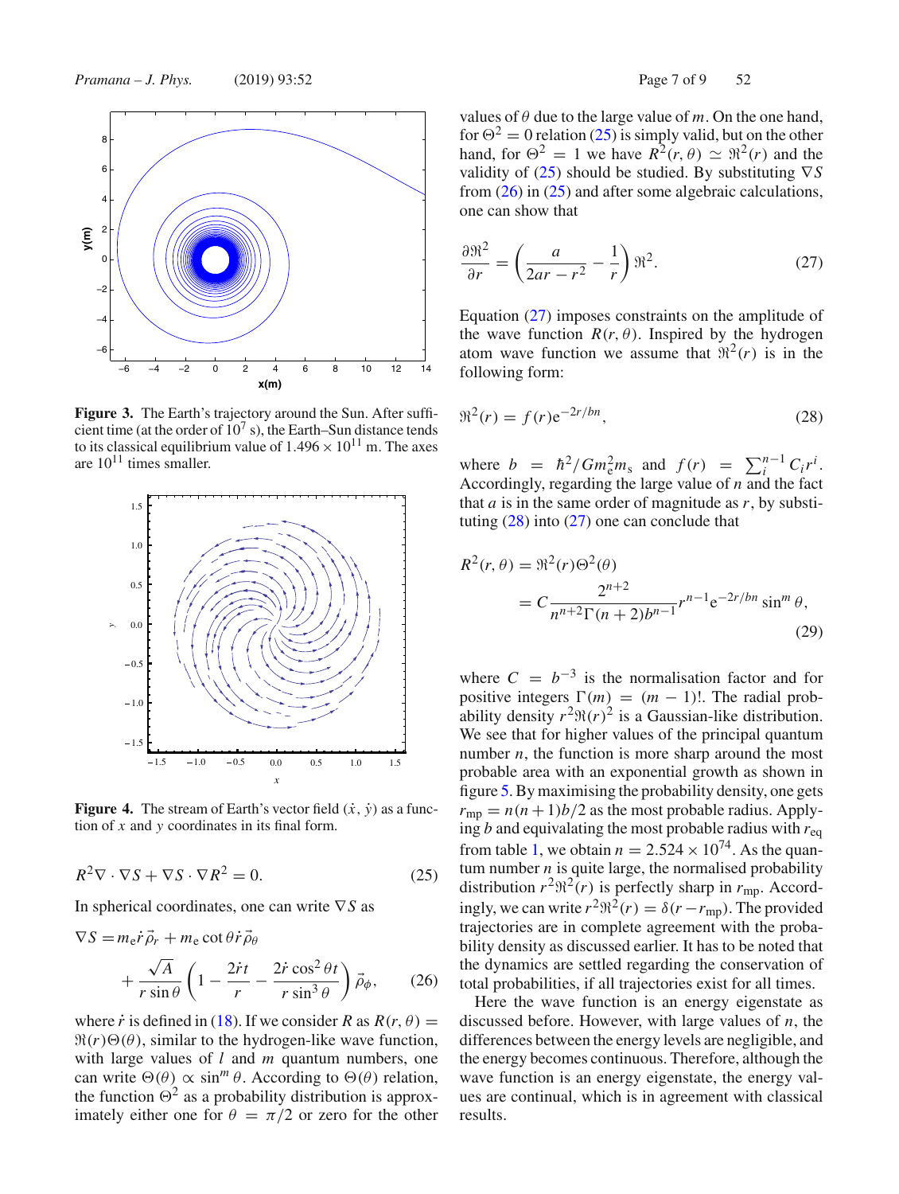**Figure 3.** The Earth's trajectory around the Sun. After sufficient time (at the order of $10^7$ s), the Earth–Sun distance tends to its classical equilibrium value of $1.496 \times 10^{11}$ m. The axes are $10^{11}$ times smaller.

**Figure 4.** The stream of Earth's vector field $(\dot{x}, \dot{y})$ as a function of $x$ and $y$ coordinates in its final form.

$$R^2 \nabla \cdot \nabla S + \nabla S \cdot \nabla R^2 = 0. \tag{25}$$

In spherical coordinates, one can write $\nabla S$ as

$$\nabla S = m_e \dot{r} \vec{\rho}_r + m_e \cot\theta \dot{r} \vec{\rho}_\theta + \frac{\sqrt{A}}{r \sin\theta} \left(1 - \frac{2\dot{r}t}{r} - \frac{2\dot{r}\cos^2\theta t}{r \sin^3\theta}\right) \vec{\rho}_\phi, \tag{26}$$

where $\dot{r}$ is defined in (18). If we consider $R$ as $R(r, \theta) = \Re(r)\Theta(\theta)$, similar to the hydrogen-like wave function, with large values of $l$ and $m$ quantum numbers, one can write $\Theta(\theta) \propto \sin^m\theta$. According to $\Theta(\theta)$ relation, the function $\Theta^2$ as a probability distribution is approximately either one for $\theta = \pi/2$ or zero for the other values of $\theta$ due to the large value of $m$. On the one hand, for $\Theta^2 = 0$ relation (25) is simply valid, but on the other hand, for $\Theta^2 = 1$ we have $R^2(r, \theta) \simeq \Re^2(r)$ and the validity of (25) should be studied. By substituting $\nabla S$ from (26) in (25) and after some algebraic calculations, one can show that

$$\frac{\partial \Re^2}{\partial r} = \left(\frac{a}{2ar - r^2} - \frac{1}{r}\right) \Re^2. \tag{27}$$

Equation (27) imposes constraints on the amplitude of the wave function $R(r, \theta)$. Inspired by the hydrogen atom wave function we assume that $\Re^2(r)$ is in the following form:

$$\Re^2(r) = f(r) e^{-2r/bn}, \tag{28}$$

where $b = \hbar^2 / G m_e^2 m_s$ and $f(r) = \sum_i^{n-1} C_i r^i$. Accordingly, regarding the large value of $n$ and the fact that $a$ is in the same order of magnitude as $r$, by substituting (28) into (27) one can conclude that

$$\begin{aligned} R^2(r, \theta) &= \Re^2(r)\Theta^2(\theta) \\ &= C \frac{2^{n+2}}{n^{n+2}\Gamma(n+2) b^{n-1}} r^{n-1} e^{-2r/bn} \sin^m\theta, \end{aligned} \tag{29}$$

where $C = b^{-3}$ is the normalisation factor and for positive integers $\Gamma(m) = (m-1)!$. The radial probability density $r^2 \Re(r)^2$ is a Gaussian-like distribution. We see that for higher values of the principal quantum number $n$, the function is more sharp around the most probable area with an exponential growth as shown in figure 5. By maximising the probability density, one gets $r_{mp} = n(n+1)b/2$ as the most probable radius. Applying $b$ and equivaluating the most probable radius with $r_{eq}$ from table 1, we obtain $n = 2.524 \times 10^{74}$. As the quantum number $n$ is quite large, the normalised probability distribution $r^2 \Re^2(r)$ is perfectly sharp in $r_{mp}$. Accordingly, we can write $r^2 \Re^2(r) = \delta(r - r_{mp})$. The provided trajectories are in complete agreement with the probability density as discussed earlier. It has to be noted that the dynamics are settled regarding the conservation of total probabilities, if all trajectories exist for all times.

Here the wave function is an energy eigenstate as discussed before. However, with large values of $n$, the differences between the energy levels are negligible, and the energy becomes continuous. Therefore, although the wave function is an energy eigenstate, the energy values are continual, which is in agreement with classical results.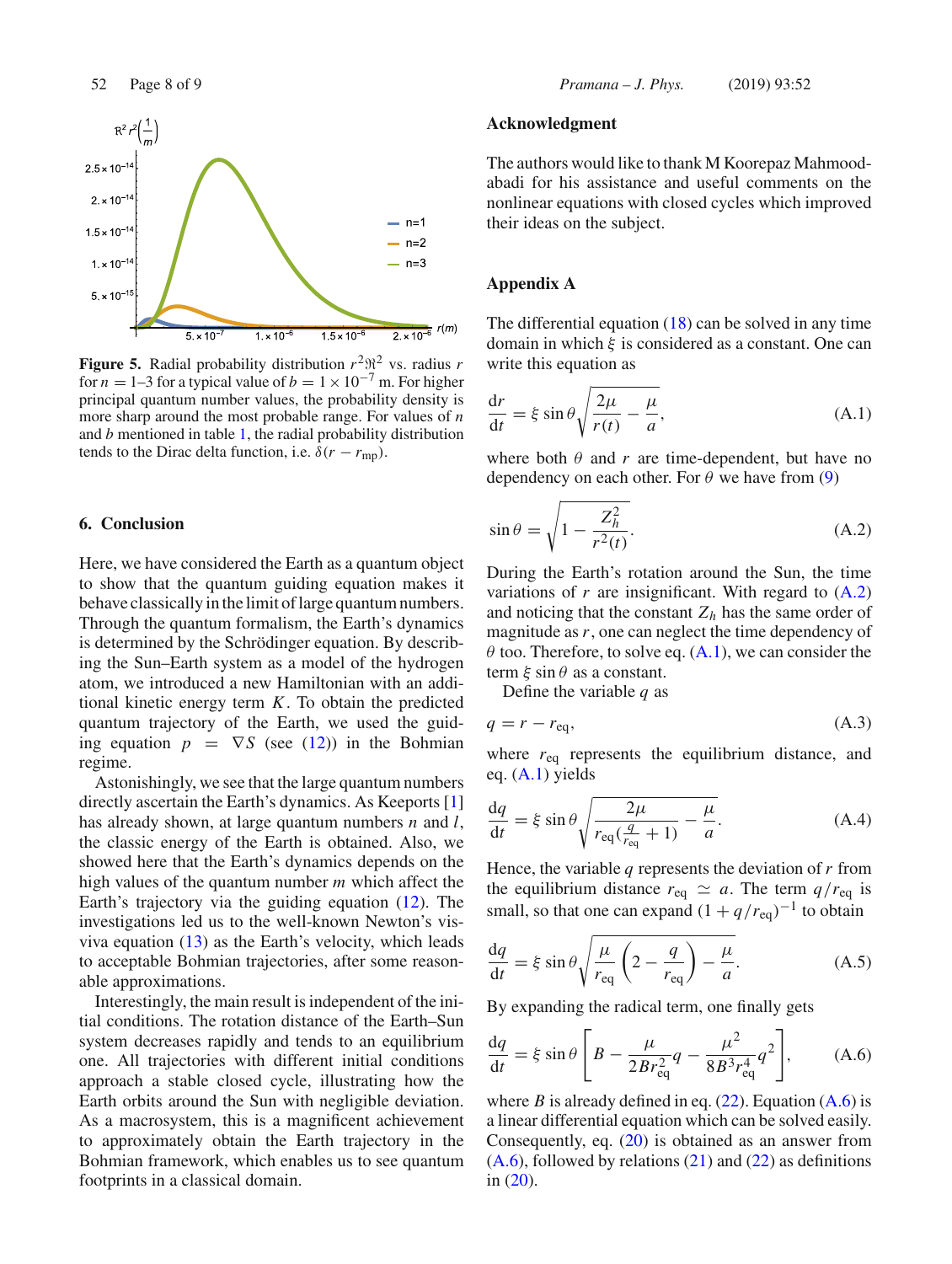**Figure 5.** Radial probability distribution $r^2\Re^2$ vs. radius $r$ for $n = 1$–$3$ for a typical value of $b = 1 \times 10^{-7}$ m. For higher principal quantum number values, the probability density is more sharp around the most probable range. For values of $n$ and $b$ mentioned in table 1, the radial probability distribution tends to the Dirac delta function, i.e. $\delta(r - r_{\text{mp}})$.

## 6. Conclusion

Here, we have considered the Earth as a quantum object to show that the quantum guiding equation makes it behave classically in the limit of large quantum numbers. Through the quantum formalism, the Earth's dynamics is determined by the Schrödinger equation. By describing the Sun–Earth system as a model of the hydrogen atom, we introduced a new Hamiltonian with an additional kinetic energy term $K$. To obtain the predicted quantum trajectory of the Earth, we used the guiding equation $p = \nabla S$ (see (12)) in the Bohmian regime.

Astonishingly, we see that the large quantum numbers directly ascertain the Earth's dynamics. As Keeports [1] has already shown, at large quantum numbers $n$ and $l$, the classic energy of the Earth is obtained. Also, we showed here that the Earth's dynamics depends on the high values of the quantum number $m$ which affect the Earth's trajectory via the guiding equation (12). The investigations led us to the well-known Newton's vis-viva equation (13) as the Earth's velocity, which leads to acceptable Bohmian trajectories, after some reasonable approximations.

Interestingly, the main result is independent of the initial conditions. The rotation distance of the Earth–Sun system decreases rapidly and tends to an equilibrium one. All trajectories with different initial conditions approach a stable closed cycle, illustrating how the Earth orbits around the Sun with negligible deviation. As a macrosystem, this is a magnificent achievement to approximately obtain the Earth trajectory in the Bohmian framework, which enables us to see quantum footprints in a classical domain.

## Acknowledgment

The authors would like to thank M Koorepaz Mahmoodabadi for his assistance and useful comments on the nonlinear equations with closed cycles which improved their ideas on the subject.

## Appendix A

The differential equation (18) can be solved in any time domain in which $\xi$ is considered as a constant. One can write this equation as

$$\frac{\mathrm{d}r}{\mathrm{d}t} = \xi \sin\theta \sqrt{\frac{2\mu}{r(t)} - \frac{\mu}{a}}, \tag{A.1}$$

where both $\theta$ and $r$ are time-dependent, but have no dependency on each other. For $\theta$ we have from (9)

$$\sin\theta = \sqrt{1 - \frac{Z_h^2}{r^2(t)}}. \tag{A.2}$$

During the Earth's rotation around the Sun, the time variations of $r$ are insignificant. With regard to (A.2) and noticing that the constant $Z_h$ has the same order of magnitude as $r$, one can neglect the time dependency of $\theta$ too. Therefore, to solve eq. (A.1), we can consider the term $\xi \sin\theta$ as a constant.

Define the variable $q$ as

$$q = r - r_{\text{eq}}, \tag{A.3}$$

where $r_{\text{eq}}$ represents the equilibrium distance, and eq. (A.1) yields

$$\frac{\mathrm{d}q}{\mathrm{d}t} = \xi \sin\theta \sqrt{\frac{2\mu}{r_{\text{eq}}(\frac{q}{r_{\text{eq}}} + 1)} - \frac{\mu}{a}}. \tag{A.4}$$

Hence, the variable $q$ represents the deviation of $r$ from the equilibrium distance $r_{\text{eq}} \simeq a$. The term $q/r_{\text{eq}}$ is small, so that one can expand $(1 + q/r_{\text{eq}})^{-1}$ to obtain

$$\frac{\mathrm{d}q}{\mathrm{d}t} = \xi \sin\theta \sqrt{\frac{\mu}{r_{\text{eq}}}\left(2 - \frac{q}{r_{\text{eq}}}\right) - \frac{\mu}{a}}. \tag{A.5}$$

By expanding the radical term, one finally gets

$$\frac{\mathrm{d}q}{\mathrm{d}t} = \xi \sin\theta \left[B - \frac{\mu}{2Br_{\text{eq}}^2}q - \frac{\mu^2}{8B^3 r_{\text{eq}}^4}q^2\right], \tag{A.6}$$

where $B$ is already defined in eq. (22). Equation (A.6) is a linear differential equation which can be solved easily. Consequently, eq. (20) is obtained as an answer from (A.6), followed by relations (21) and (22) as definitions in (20).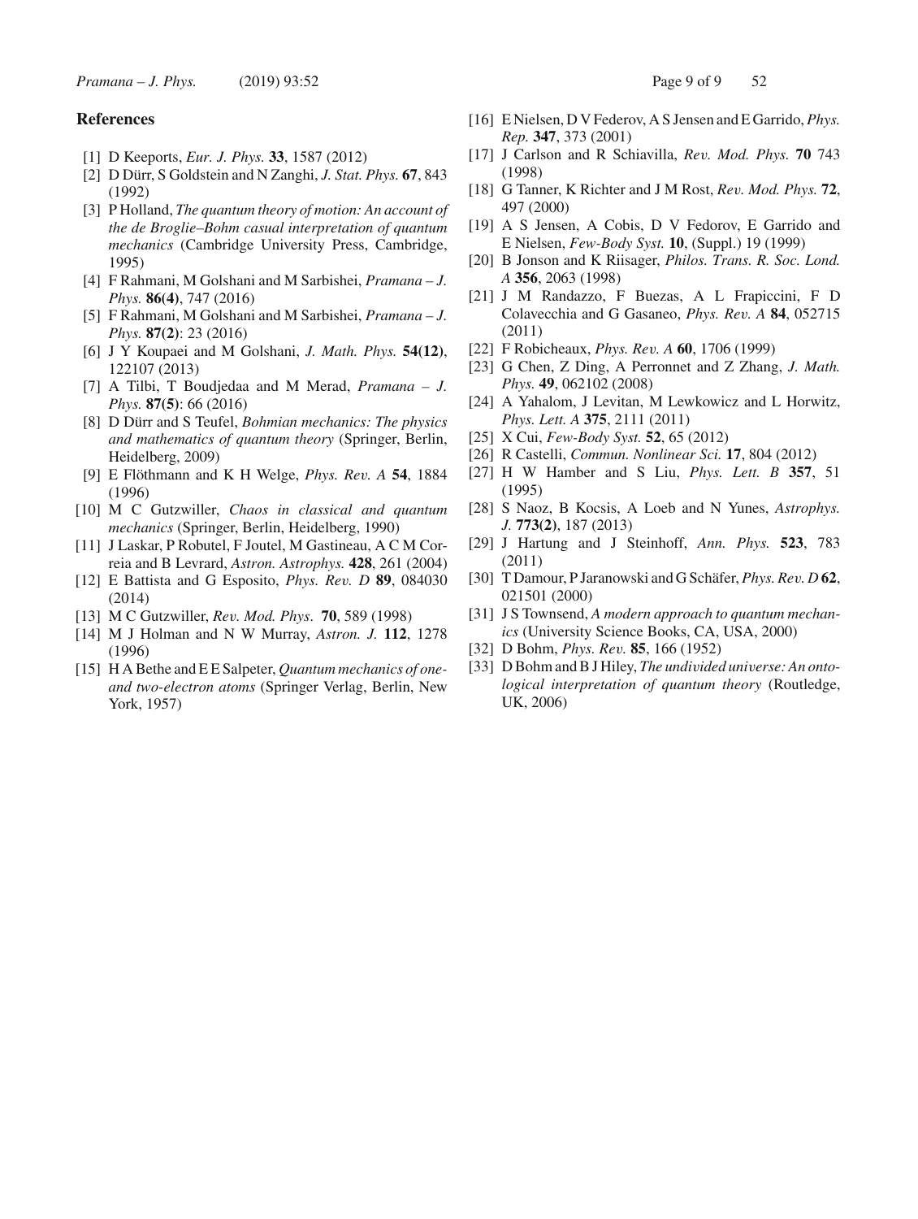## References

[1] D Keeports, *Eur. J. Phys.* **33**, 1587 (2012)

[2] D Dürr, S Goldstein and N Zanghi, *J. Stat. Phys.* **67**, 843 (1992)

[3] P Holland, *The quantum theory of motion: An account of the de Broglie–Bohm casual interpretation of quantum mechanics* (Cambridge University Press, Cambridge, 1995)

[4] F Rahmani, M Golshani and M Sarbishei, *Pramana – J. Phys.* **86(4)**, 747 (2016)

[5] F Rahmani, M Golshani and M Sarbishei, *Pramana – J. Phys.* **87(2)**: 23 (2016)

[6] J Y Koupaei and M Golshani, *J. Math. Phys.* **54(12)**, 122107 (2013)

[7] A Tilbi, T Boudjedaa and M Merad, *Pramana – J. Phys.* **87(5)**: 66 (2016)

[8] D Dürr and S Teufel, *Bohmian mechanics: The physics and mathematics of quantum theory* (Springer, Berlin, Heidelberg, 2009)

[9] E Flöthmann and K H Welge, *Phys. Rev. A* **54**, 1884 (1996)

[10] M C Gutzwiller, *Chaos in classical and quantum mechanics* (Springer, Berlin, Heidelberg, 1990)

[11] J Laskar, P Robutel, F Joutel, M Gastineau, A C M Correia and B Levrard, *Astron. Astrophys.* **428**, 261 (2004)

[12] E Battista and G Esposito, *Phys. Rev. D* **89**, 084030 (2014)

[13] M C Gutzwiller, *Rev. Mod. Phys*. **70**, 589 (1998)

[14] M J Holman and N W Murray, *Astron. J.* **112**, 1278 (1996)

[15] H A Bethe and E E Salpeter, *Quantum mechanics of one- and two-electron atoms* (Springer Verlag, Berlin, New York, 1957)

[16] E Nielsen, D V Federov, A S Jensen and E Garrido, *Phys. Rep.* **347**, 373 (2001)

[17] J Carlson and R Schiavilla, *Rev. Mod. Phys.* **70** 743 (1998)

[18] G Tanner, K Richter and J M Rost, *Rev. Mod. Phys.* **72**, 497 (2000)

[19] A S Jensen, A Cobis, D V Fedorov, E Garrido and E Nielsen, *Few-Body Syst.* **10**, (Suppl.) 19 (1999)

[20] B Jonson and K Riisager, *Philos. Trans. R. Soc. Lond. A* **356**, 2063 (1998)

[21] J M Randazzo, F Buezas, A L Frapiccini, F D Colavecchia and G Gasaneo, *Phys. Rev. A* **84**, 052715 (2011)

[22] F Robicheaux, *Phys. Rev. A* **60**, 1706 (1999)

[23] G Chen, Z Ding, A Perronnet and Z Zhang, *J. Math. Phys.* **49**, 062102 (2008)

[24] A Yahalom, J Levitan, M Lewkowicz and L Horwitz, *Phys. Lett. A* **375**, 2111 (2011)

[25] X Cui, *Few-Body Syst.* **52**, 65 (2012)

[26] R Castelli, *Commun. Nonlinear Sci.* **17**, 804 (2012)

[27] H W Hamber and S Liu, *Phys. Lett. B* **357**, 51 (1995)

[28] S Naoz, B Kocsis, A Loeb and N Yunes, *Astrophys. J.* **773(2)**, 187 (2013)

[29] J Hartung and J Steinhoff, *Ann. Phys.* **523**, 783 (2011)

[30] T Damour, P Jaranowski and G Schäfer, *Phys. Rev. D* **62**, 021501 (2000)

[31] J S Townsend, *A modern approach to quantum mechanics* (University Science Books, CA, USA, 2000)

[32] D Bohm, *Phys. Rev.* **85**, 166 (1952)

[33] D Bohm and B J Hiley, *The undivided universe: An ontological interpretation of quantum theory* (Routledge, UK, 2006)